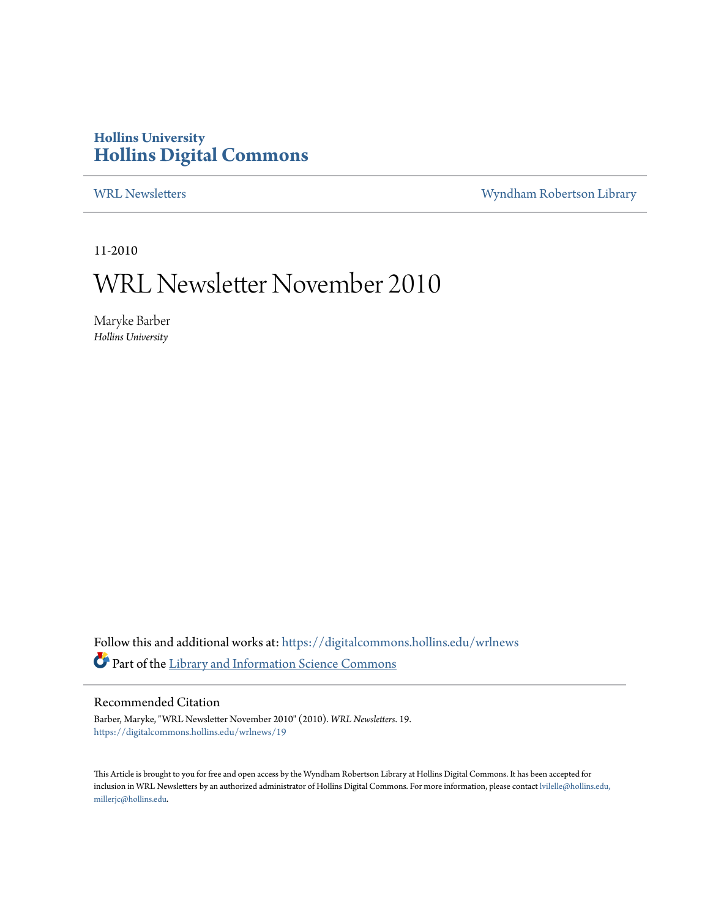# Hollins University
# Hollins Digital Commons

WRL Newsletters | Wyndham Robertson Library

11-2010

# WRL Newsletter November 2010

Maryke Barber
*Hollins University*

Follow this and additional works at: https://digitalcommons.hollins.edu/wrlnews

Part of the Library and Information Science Commons

## Recommended Citation

Barber, Maryke, "WRL Newsletter November 2010" (2010). *WRL Newsletters*. 19.
https://digitalcommons.hollins.edu/wrlnews/19

This Article is brought to you for free and open access by the Wyndham Robertson Library at Hollins Digital Commons. It has been accepted for inclusion in WRL Newsletters by an authorized administrator of Hollins Digital Commons. For more information, please contact lvilelle@hollins.edu, millerjc@hollins.edu.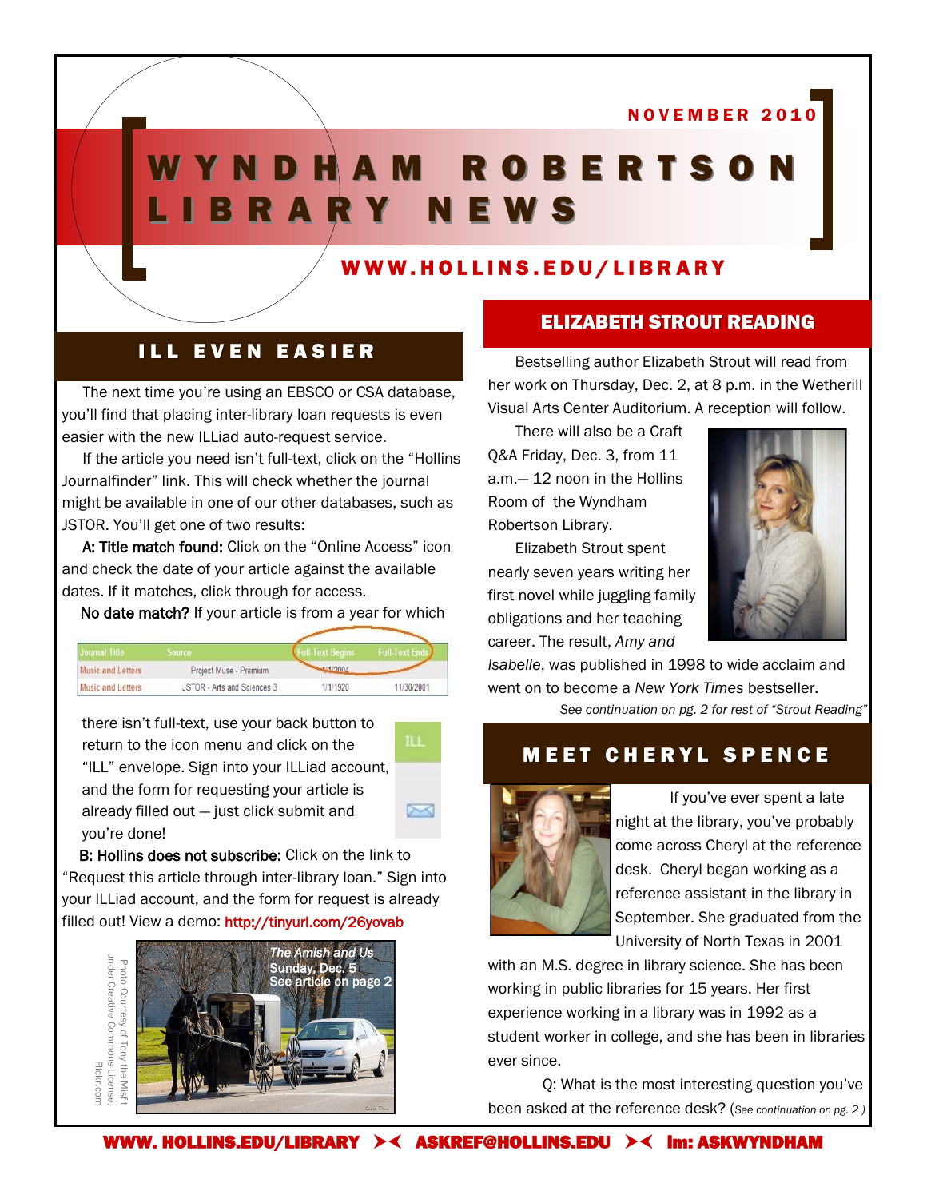NOVEMBER 2010

# WYNDHAM ROBERTSON LIBRARY NEWS

WWW.HOLLINS.EDU/LIBRARY

## ILL EVEN EASIER

The next time you're using an EBSCO or CSA database, you'll find that placing inter-library loan requests is even easier with the new ILLiad auto-request service.

If the article you need isn't full-text, click on the "Hollins Journalfinder" link. This will check whether the journal might be available in one of our other databases, such as JSTOR. You'll get one of two results:

**A: Title match found:** Click on the "Online Access" icon and check the date of your article against the available dates. If it matches, click through for access.

**No date match?** If your article is from a year for which

| Journal Title | Source | Full-Text Begins | Full-Text Ends |
|---|---|---|---|
| Music and Letters | Project Muse - Premium | 4/1/2004 | |
| Music and Letters | JSTOR - Arts and Sciences 3 | 1/1/1920 | 11/30/2001 |

there isn't full-text, use your back button to return to the icon menu and click on the "ILL" envelope. Sign into your ILLiad account, and the form for requesting your article is already filled out — just click submit and you're done!

**B: Hollins does not subscribe:** Click on the link to "Request this article through inter-library loan." Sign into your ILLiad account, and the form for request is already filled out! View a demo: http://tinyurl.com/26yovab

The Amish and Us
Sunday, Dec. 5
See article on page 2

Photo Courtesy of Tony the Misfit under Creative Commons License, Flickr.com

## ELIZABETH STROUT READING

Bestselling author Elizabeth Strout will read from her work on Thursday, Dec. 2, at 8 p.m. in the Wetherill Visual Arts Center Auditorium. A reception will follow.

There will also be a Craft Q&A Friday, Dec. 3, from 11 a.m.— 12 noon in the Hollins Room of the Wyndham Robertson Library.

Elizabeth Strout spent nearly seven years writing her first novel while juggling family obligations and her teaching career. The result, *Amy and Isabelle*, was published in 1998 to wide acclaim and went on to become a *New York Times* bestseller.

*See continuation on pg. 2 for rest of "Strout Reading"*

## MEET CHERYL SPENCE

If you've ever spent a late night at the library, you've probably come across Cheryl at the reference desk. Cheryl began working as a reference assistant in the library in September. She graduated from the University of North Texas in 2001 with an M.S. degree in library science. She has been working in public libraries for 15 years. Her first experience working in a library was in 1992 as a student worker in college, and she has been in libraries ever since.

Q: What is the most interesting question you've been asked at the reference desk? (*See continuation on pg. 2*)

WWW. HOLLINS.EDU/LIBRARY ›‹ ASKREF@HOLLINS.EDU ›‹ Im: ASKWYNDHAM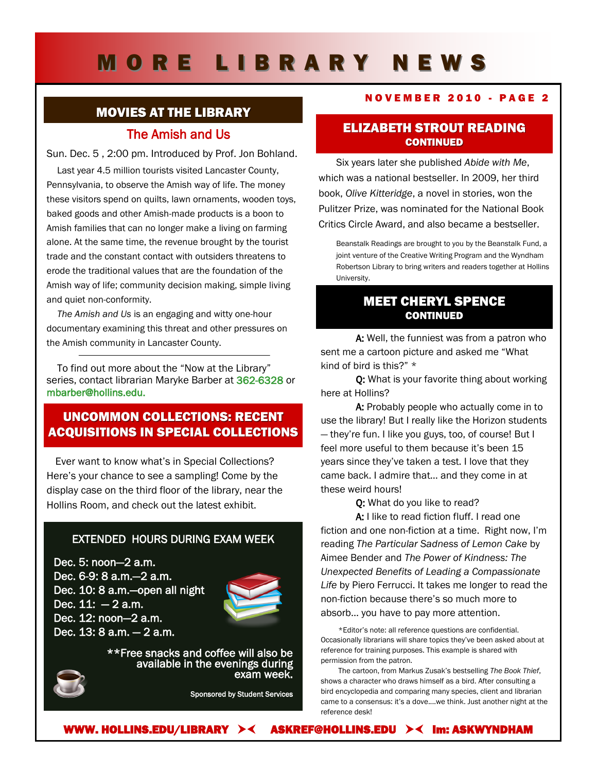# MORE LIBRARY NEWS

NOVEMBER 2010 - PAGE 2

## MOVIES AT THE LIBRARY

### The Amish and Us

Sun. Dec. 5 , 2:00 pm. Introduced by Prof. Jon Bohland.

Last year 4.5 million tourists visited Lancaster County, Pennsylvania, to observe the Amish way of life. The money these visitors spend on quilts, lawn ornaments, wooden toys, baked goods and other Amish-made products is a boon to Amish families that can no longer make a living on farming alone. At the same time, the revenue brought by the tourist trade and the constant contact with outsiders threatens to erode the traditional values that are the foundation of the Amish way of life; community decision making, simple living and quiet non-conformity.

*The Amish and Us* is an engaging and witty one-hour documentary examining this threat and other pressures on the Amish community in Lancaster County.

---

To find out more about the "Now at the Library" series, contact librarian Maryke Barber at 362-6328 or mbarber@hollins.edu.

## UNCOMMON COLLECTIONS: RECENT ACQUISITIONS IN SPECIAL COLLECTIONS

Ever want to know what's in Special Collections? Here's your chance to see a sampling! Come by the display case on the third floor of the library, near the Hollins Room, and check out the latest exhibit.

### EXTENDED HOURS DURING EXAM WEEK

Dec. 5: noon—2 a.m.
Dec. 6-9: 8 a.m.—2 a.m.
Dec. 10: 8 a.m.—open all night
Dec. 11: — 2 a.m.
Dec. 12: noon—2 a.m.
Dec. 13: 8 a.m. — 2 a.m.

**Free snacks and coffee will also be available in the evenings during exam week.

Sponsored by Student Services

## ELIZABETH STROUT READING CONTINUED

Six years later she published *Abide with Me*, which was a national bestseller. In 2009, her third book, *Olive Kitteridge*, a novel in stories, won the Pulitzer Prize, was nominated for the National Book Critics Circle Award, and also became a bestseller.

Beanstalk Readings are brought to you by the Beanstalk Fund, a joint venture of the Creative Writing Program and the Wyndham Robertson Library to bring writers and readers together at Hollins University.

## MEET CHERYL SPENCE CONTINUED

**A:** Well, the funniest was from a patron who sent me a cartoon picture and asked me "What kind of bird is this?" *

**Q:** What is your favorite thing about working here at Hollins?

**A:** Probably people who actually come in to use the library! But I really like the Horizon students — they're fun. I like you guys, too, of course! But I feel more useful to them because it's been 15 years since they've taken a test. I love that they came back. I admire that… and they come in at these weird hours!

**Q:** What do you like to read?

**A:** I like to read fiction fluff. I read one fiction and one non-fiction at a time. Right now, I'm reading *The Particular Sadness of Lemon Cake* by Aimee Bender and *The Power of Kindness: The Unexpected Benefits of Leading a Compassionate Life* by Piero Ferrucci. It takes me longer to read the non-fiction because there's so much more to absorb… you have to pay more attention.

*Editor's note: all reference questions are confidential. Occasionally librarians will share topics they've been asked about at reference for training purposes. This example is shared with permission from the patron.

The cartoon, from Markus Zusak's bestselling *The Book Thief*, shows a character who draws himself as a bird. After consulting a bird encyclopedia and comparing many species, client and librarian came to a consensus: it's a dove….we think. Just another night at the reference desk!

WWW. HOLLINS.EDU/LIBRARY ›‹ ASKREF@HOLLINS.EDU ›‹ Im: ASKWYNDHAM